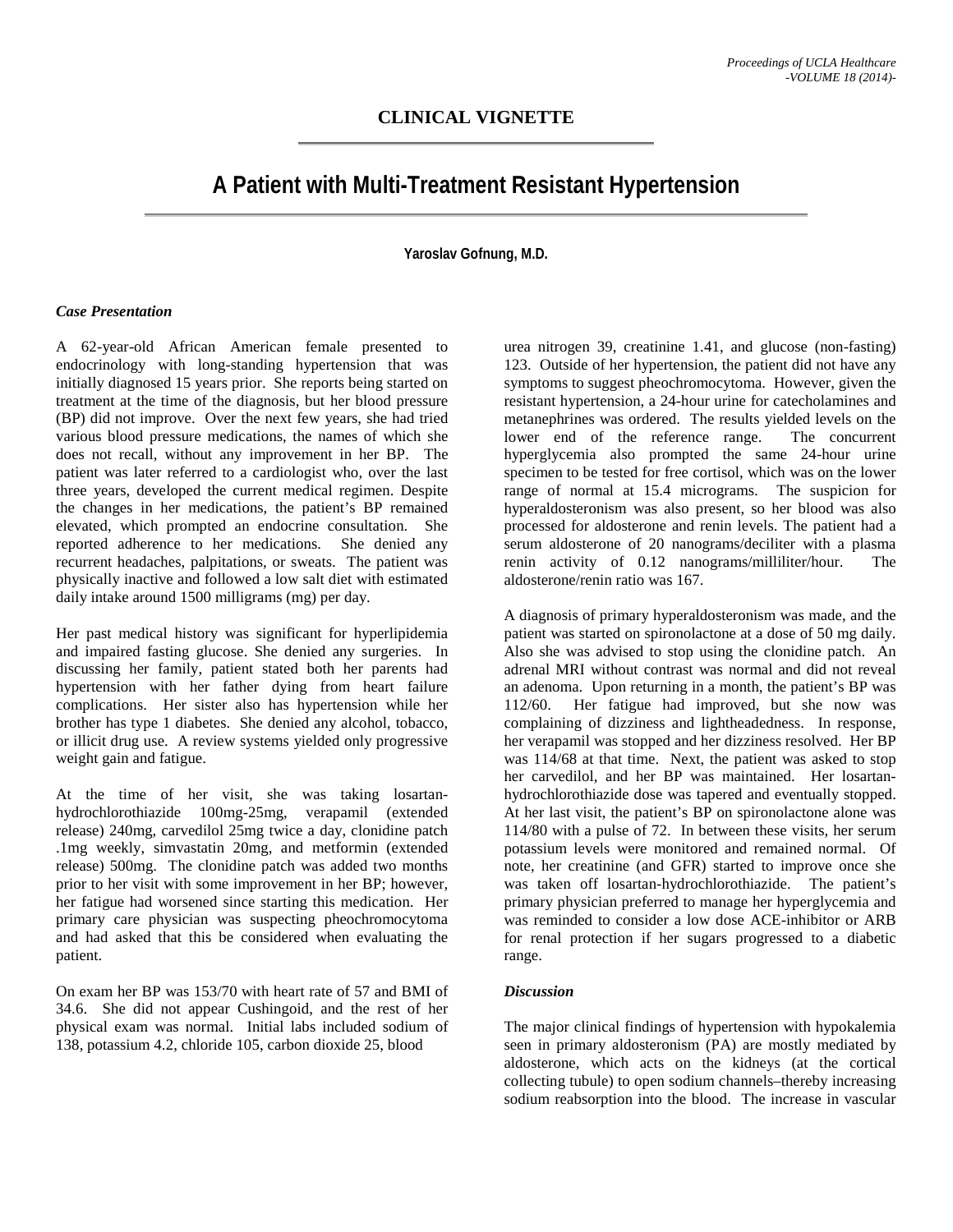## CLINICAL VIGNETTE

# A Patient with Multi-Treatment Resistant Hypertension

**Yaroslav Gofnung, M.D.**

### *Case Presentation*

A 62-year-old African American female presented to endocrinology with long-standing hypertension that was initially diagnosed 15 years prior. She reports being started on treatment at the time of the diagnosis, but her blood pressure (BP) did not improve. Over the next few years, she had tried various blood pressure medications, the names of which she does not recall, without any improvement in her BP. The patient was later referred to a cardiologist who, over the last three years, developed the current medical regimen. Despite the changes in her medications, the patient's BP remained elevated, which prompted an endocrine consultation. She reported adherence to her medications. She denied any recurrent headaches, palpitations, or sweats. The patient was physically inactive and followed a low salt diet with estimated daily intake around 1500 milligrams (mg) per day.

Her past medical history was significant for hyperlipidemia and impaired fasting glucose. She denied any surgeries. In discussing her family, patient stated both her parents had hypertension with her father dying from heart failure complications. Her sister also has hypertension while her brother has type 1 diabetes. She denied any alcohol, tobacco, or illicit drug use. A review systems yielded only progressive weight gain and fatigue.

At the time of her visit, she was taking losartan-hydrochlorothiazide 100mg-25mg, verapamil (extended release) 240mg, carvedilol 25mg twice a day, clonidine patch .1mg weekly, simvastatin 20mg, and metformin (extended release) 500mg. The clonidine patch was added two months prior to her visit with some improvement in her BP; however, her fatigue had worsened since starting this medication. Her primary care physician was suspecting pheochromocytoma and had asked that this be considered when evaluating the patient.

On exam her BP was 153/70 with heart rate of 57 and BMI of 34.6. She did not appear Cushingoid, and the rest of her physical exam was normal. Initial labs included sodium of 138, potassium 4.2, chloride 105, carbon dioxide 25, blood urea nitrogen 39, creatinine 1.41, and glucose (non-fasting) 123. Outside of her hypertension, the patient did not have any symptoms to suggest pheochromocytoma. However, given the resistant hypertension, a 24-hour urine for catecholamines and metanephrines was ordered. The results yielded levels on the lower end of the reference range. The concurrent hyperglycemia also prompted the same 24-hour urine specimen to be tested for free cortisol, which was on the lower range of normal at 15.4 micrograms. The suspicion for hyperaldosteronism was also present, so her blood was also processed for aldosterone and renin levels. The patient had a serum aldosterone of 20 nanograms/deciliter with a plasma renin activity of 0.12 nanograms/milliliter/hour. The aldosterone/renin ratio was 167.

A diagnosis of primary hyperaldosteronism was made, and the patient was started on spironolactone at a dose of 50 mg daily. Also she was advised to stop using the clonidine patch. An adrenal MRI without contrast was normal and did not reveal an adenoma. Upon returning in a month, the patient's BP was 112/60. Her fatigue had improved, but she now was complaining of dizziness and lightheadedness. In response, her verapamil was stopped and her dizziness resolved. Her BP was 114/68 at that time. Next, the patient was asked to stop her carvedilol, and her BP was maintained. Her losartan-hydrochlorothiazide dose was tapered and eventually stopped. At her last visit, the patient's BP on spironolactone alone was 114/80 with a pulse of 72. In between these visits, her serum potassium levels were monitored and remained normal. Of note, her creatinine (and GFR) started to improve once she was taken off losartan-hydrochlorothiazide. The patient's primary physician preferred to manage her hyperglycemia and was reminded to consider a low dose ACE-inhibitor or ARB for renal protection if her sugars progressed to a diabetic range.

### *Discussion*

The major clinical findings of hypertension with hypokalemia seen in primary aldosteronism (PA) are mostly mediated by aldosterone, which acts on the kidneys (at the cortical collecting tubule) to open sodium channels–thereby increasing sodium reabsorption into the blood. The increase in vascular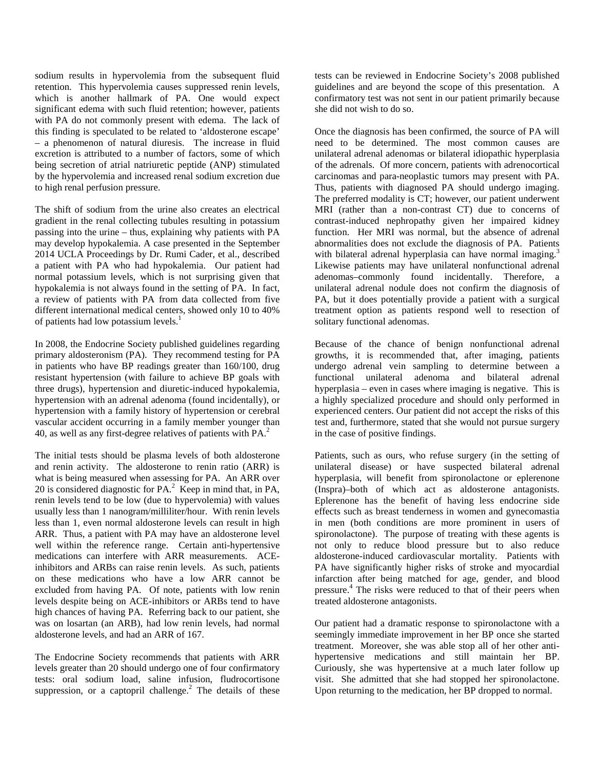sodium results in hypervolemia from the subsequent fluid retention. This hypervolemia causes suppressed renin levels, which is another hallmark of PA. One would expect significant edema with such fluid retention; however, patients with PA do not commonly present with edema. The lack of this finding is speculated to be related to 'aldosterone escape' – a phenomenon of natural diuresis. The increase in fluid excretion is attributed to a number of factors, some of which being secretion of atrial natriuretic peptide (ANP) stimulated by the hypervolemia and increased renal sodium excretion due to high renal perfusion pressure.

The shift of sodium from the urine also creates an electrical gradient in the renal collecting tubules resulting in potassium passing into the urine – thus, explaining why patients with PA may develop hypokalemia. A case presented in the September 2014 UCLA Proceedings by Dr. Rumi Cader, et al., described a patient with PA who had hypokalemia. Our patient had normal potassium levels, which is not surprising given that hypokalemia is not always found in the setting of PA. In fact, a review of patients with PA from data collected from five different international medical centers, showed only 10 to 40% of patients had low potassium levels.[1]

In 2008, the Endocrine Society published guidelines regarding primary aldosteronism (PA). They recommend testing for PA in patients who have BP readings greater than 160/100, drug resistant hypertension (with failure to achieve BP goals with three drugs), hypertension and diuretic-induced hypokalemia, hypertension with an adrenal adenoma (found incidentally), or hypertension with a family history of hypertension or cerebral vascular accident occurring in a family member younger than 40, as well as any first-degree relatives of patients with PA.[2]

The initial tests should be plasma levels of both aldosterone and renin activity. The aldosterone to renin ratio (ARR) is what is being measured when assessing for PA. An ARR over 20 is considered diagnostic for PA.[2] Keep in mind that, in PA, renin levels tend to be low (due to hypervolemia) with values usually less than 1 nanogram/milliliter/hour. With renin levels less than 1, even normal aldosterone levels can result in high ARR. Thus, a patient with PA may have an aldosterone level well within the reference range. Certain anti-hypertensive medications can interfere with ARR measurements. ACE-inhibitors and ARBs can raise renin levels. As such, patients on these medications who have a low ARR cannot be excluded from having PA. Of note, patients with low renin levels despite being on ACE-inhibitors or ARBs tend to have high chances of having PA. Referring back to our patient, she was on losartan (an ARB), had low renin levels, had normal aldosterone levels, and had an ARR of 167.

The Endocrine Society recommends that patients with ARR levels greater than 20 should undergo one of four confirmatory tests: oral sodium load, saline infusion, fludrocortisone suppression, or a captopril challenge.[2] The details of these tests can be reviewed in Endocrine Society's 2008 published guidelines and are beyond the scope of this presentation. A confirmatory test was not sent in our patient primarily because she did not wish to do so.

Once the diagnosis has been confirmed, the source of PA will need to be determined. The most common causes are unilateral adrenal adenomas or bilateral idiopathic hyperplasia of the adrenals. Of more concern, patients with adrenocortical carcinomas and para-neoplastic tumors may present with PA. Thus, patients with diagnosed PA should undergo imaging. The preferred modality is CT; however, our patient underwent MRI (rather than a non-contrast CT) due to concerns of contrast-induced nephropathy given her impaired kidney function. Her MRI was normal, but the absence of adrenal abnormalities does not exclude the diagnosis of PA. Patients with bilateral adrenal hyperplasia can have normal imaging.[3] Likewise patients may have unilateral nonfunctional adrenal adenomas–commonly found incidentally. Therefore, a unilateral adrenal nodule does not confirm the diagnosis of PA, but it does potentially provide a patient with a surgical treatment option as patients respond well to resection of solitary functional adenomas.

Because of the chance of benign nonfunctional adrenal growths, it is recommended that, after imaging, patients undergo adrenal vein sampling to determine between a functional unilateral adenoma and bilateral adrenal hyperplasia – even in cases where imaging is negative. This is a highly specialized procedure and should only performed in experienced centers. Our patient did not accept the risks of this test and, furthermore, stated that she would not pursue surgery in the case of positive findings.

Patients, such as ours, who refuse surgery (in the setting of unilateral disease) or have suspected bilateral adrenal hyperplasia, will benefit from spironolactone or eplerenone (Inspra)–both of which act as aldosterone antagonists. Eplerenone has the benefit of having less endocrine side effects such as breast tenderness in women and gynecomastia in men (both conditions are more prominent in users of spironolactone). The purpose of treating with these agents is not only to reduce blood pressure but to also reduce aldosterone-induced cardiovascular mortality. Patients with PA have significantly higher risks of stroke and myocardial infarction after being matched for age, gender, and blood pressure.[4] The risks were reduced to that of their peers when treated aldosterone antagonists.

Our patient had a dramatic response to spironolactone with a seemingly immediate improvement in her BP once she started treatment. Moreover, she was able stop all of her other anti-hypertensive medications and still maintain her BP. Curiously, she was hypertensive at a much later follow up visit. She admitted that she had stopped her spironolactone. Upon returning to the medication, her BP dropped to normal.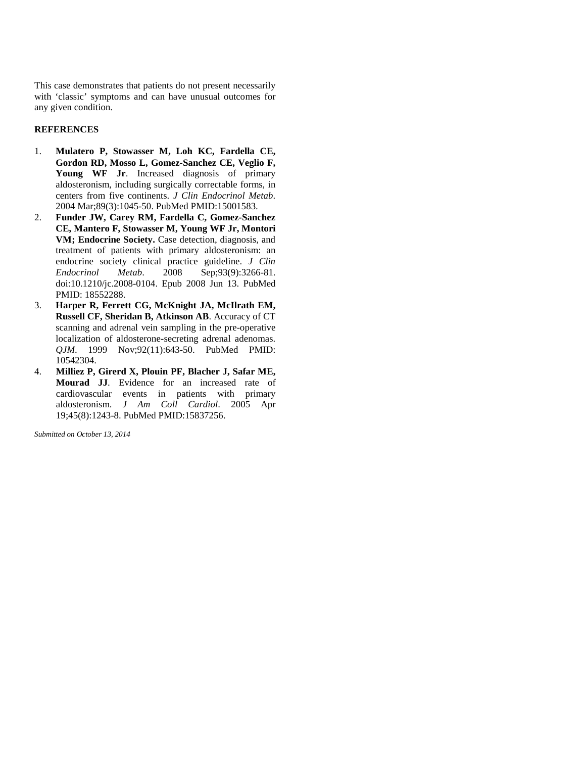This case demonstrates that patients do not present necessarily with 'classic' symptoms and can have unusual outcomes for any given condition.

## REFERENCES

1. **Mulatero P, Stowasser M, Loh KC, Fardella CE, Gordon RD, Mosso L, Gomez-Sanchez CE, Veglio F, Young WF Jr**. Increased diagnosis of primary aldosteronism, including surgically correctable forms, in centers from five continents. *J Clin Endocrinol Metab*. 2004 Mar;89(3):1045-50. PubMed PMID:15001583.
2. **Funder JW, Carey RM, Fardella C, Gomez-Sanchez CE, Mantero F, Stowasser M, Young WF Jr, Montori VM; Endocrine Society.** Case detection, diagnosis, and treatment of patients with primary aldosteronism: an endocrine society clinical practice guideline. *J Clin Endocrinol Metab*. 2008 Sep;93(9):3266-81. doi:10.1210/jc.2008-0104. Epub 2008 Jun 13. PubMed PMID: 18552288.
3. **Harper R, Ferrett CG, McKnight JA, McIlrath EM, Russell CF, Sheridan B, Atkinson AB**. Accuracy of CT scanning and adrenal vein sampling in the pre-operative localization of aldosterone-secreting adrenal adenomas. *QJM*. 1999 Nov;92(11):643-50. PubMed PMID: 10542304.
4. **Milliez P, Girerd X, Plouin PF, Blacher J, Safar ME, Mourad JJ**. Evidence for an increased rate of cardiovascular events in patients with primary aldosteronism. *J Am Coll Cardiol*. 2005 Apr 19;45(8):1243-8. PubMed PMID:15837256.

*Submitted on October 13, 2014*